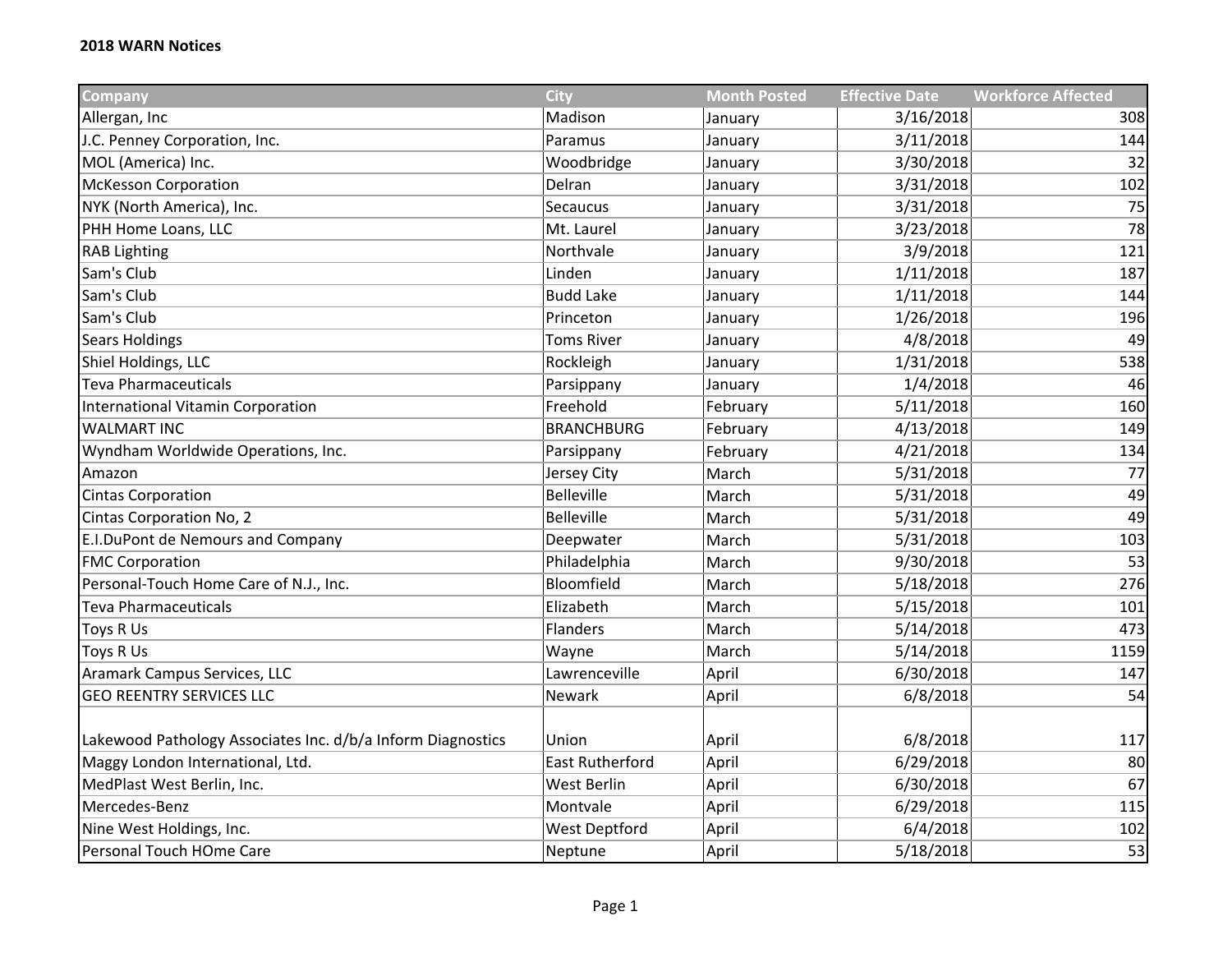**2018 WARN Notices**

| Company | City | Month Posted | Effective Date | Workforce Affected |
|---|---|---|---|---|
| Allergan, Inc | Madison | January | 3/16/2018 | 308 |
| J.C. Penney Corporation, Inc. | Paramus | January | 3/11/2018 | 144 |
| MOL (America) Inc. | Woodbridge | January | 3/30/2018 | 32 |
| McKesson Corporation | Delran | January | 3/31/2018 | 102 |
| NYK (North America), Inc. | Secaucus | January | 3/31/2018 | 75 |
| PHH Home Loans, LLC | Mt. Laurel | January | 3/23/2018 | 78 |
| RAB Lighting | Northvale | January | 3/9/2018 | 121 |
| Sam's Club | Linden | January | 1/11/2018 | 187 |
| Sam's Club | Budd Lake | January | 1/11/2018 | 144 |
| Sam's Club | Princeton | January | 1/26/2018 | 196 |
| Sears Holdings | Toms River | January | 4/8/2018 | 49 |
| Shiel Holdings, LLC | Rockleigh | January | 1/31/2018 | 538 |
| Teva Pharmaceuticals | Parsippany | January | 1/4/2018 | 46 |
| International Vitamin Corporation | Freehold | February | 5/11/2018 | 160 |
| WALMART INC | BRANCHBURG | February | 4/13/2018 | 149 |
| Wyndham Worldwide Operations, Inc. | Parsippany | February | 4/21/2018 | 134 |
| Amazon | Jersey City | March | 5/31/2018 | 77 |
| Cintas Corporation | Belleville | March | 5/31/2018 | 49 |
| Cintas Corporation No, 2 | Belleville | March | 5/31/2018 | 49 |
| E.I.DuPont de Nemours and Company | Deepwater | March | 5/31/2018 | 103 |
| FMC Corporation | Philadelphia | March | 9/30/2018 | 53 |
| Personal-Touch Home Care of N.J., Inc. | Bloomfield | March | 5/18/2018 | 276 |
| Teva Pharmaceuticals | Elizabeth | March | 5/15/2018 | 101 |
| Toys R Us | Flanders | March | 5/14/2018 | 473 |
| Toys R Us | Wayne | March | 5/14/2018 | 1159 |
| Aramark Campus Services, LLC | Lawrenceville | April | 6/30/2018 | 147 |
| GEO REENTRY SERVICES LLC | Newark | April | 6/8/2018 | 54 |
| Lakewood Pathology Associates Inc. d/b/a Inform Diagnostics | Union | April | 6/8/2018 | 117 |
| Maggy London International, Ltd. | East Rutherford | April | 6/29/2018 | 80 |
| MedPlast West Berlin, Inc. | West Berlin | April | 6/30/2018 | 67 |
| Mercedes-Benz | Montvale | April | 6/29/2018 | 115 |
| Nine West Holdings, Inc. | West Deptford | April | 6/4/2018 | 102 |
| Personal Touch HOme Care | Neptune | April | 5/18/2018 | 53 |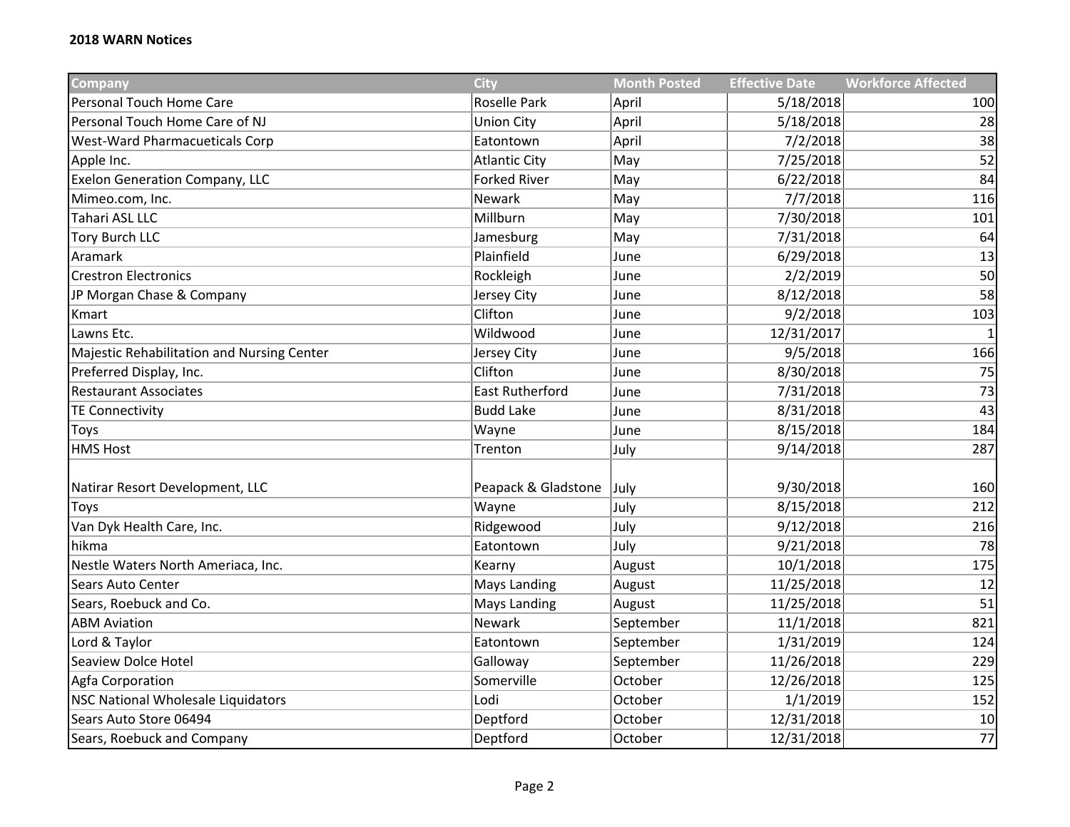**2018 WARN Notices**

| Company | City | Month Posted | Effective Date | Workforce Affected |
|---|---|---|---|---|
| Personal Touch Home Care | Roselle Park | April | 5/18/2018 | 100 |
| Personal Touch Home Care of NJ | Union City | April | 5/18/2018 | 28 |
| West-Ward Pharmacueticals Corp | Eatontown | April | 7/2/2018 | 38 |
| Apple Inc. | Atlantic City | May | 7/25/2018 | 52 |
| Exelon Generation Company, LLC | Forked River | May | 6/22/2018 | 84 |
| Mimeo.com, Inc. | Newark | May | 7/7/2018 | 116 |
| Tahari ASL LLC | Millburn | May | 7/30/2018 | 101 |
| Tory Burch LLC | Jamesburg | May | 7/31/2018 | 64 |
| Aramark | Plainfield | June | 6/29/2018 | 13 |
| Crestron Electronics | Rockleigh | June | 2/2/2019 | 50 |
| JP Morgan Chase & Company | Jersey City | June | 8/12/2018 | 58 |
| Kmart | Clifton | June | 9/2/2018 | 103 |
| Lawns Etc. | Wildwood | June | 12/31/2017 | 1 |
| Majestic Rehabilitation and Nursing Center | Jersey City | June | 9/5/2018 | 166 |
| Preferred Display, Inc. | Clifton | June | 8/30/2018 | 75 |
| Restaurant Associates | East Rutherford | June | 7/31/2018 | 73 |
| TE Connectivity | Budd Lake | June | 8/31/2018 | 43 |
| Toys | Wayne | June | 8/15/2018 | 184 |
| HMS Host | Trenton | July | 9/14/2018 | 287 |
| Natirar Resort Development, LLC | Peapack & Gladstone | July | 9/30/2018 | 160 |
| Toys | Wayne | July | 8/15/2018 | 212 |
| Van Dyk Health Care, Inc. | Ridgewood | July | 9/12/2018 | 216 |
| hikma | Eatontown | July | 9/21/2018 | 78 |
| Nestle Waters North Ameriaca, Inc. | Kearny | August | 10/1/2018 | 175 |
| Sears Auto Center | Mays Landing | August | 11/25/2018 | 12 |
| Sears, Roebuck and Co. | Mays Landing | August | 11/25/2018 | 51 |
| ABM Aviation | Newark | September | 11/1/2018 | 821 |
| Lord & Taylor | Eatontown | September | 1/31/2019 | 124 |
| Seaview Dolce Hotel | Galloway | September | 11/26/2018 | 229 |
| Agfa Corporation | Somerville | October | 12/26/2018 | 125 |
| NSC National Wholesale Liquidators | Lodi | October | 1/1/2019 | 152 |
| Sears Auto Store 06494 | Deptford | October | 12/31/2018 | 10 |
| Sears, Roebuck and Company | Deptford | October | 12/31/2018 | 77 |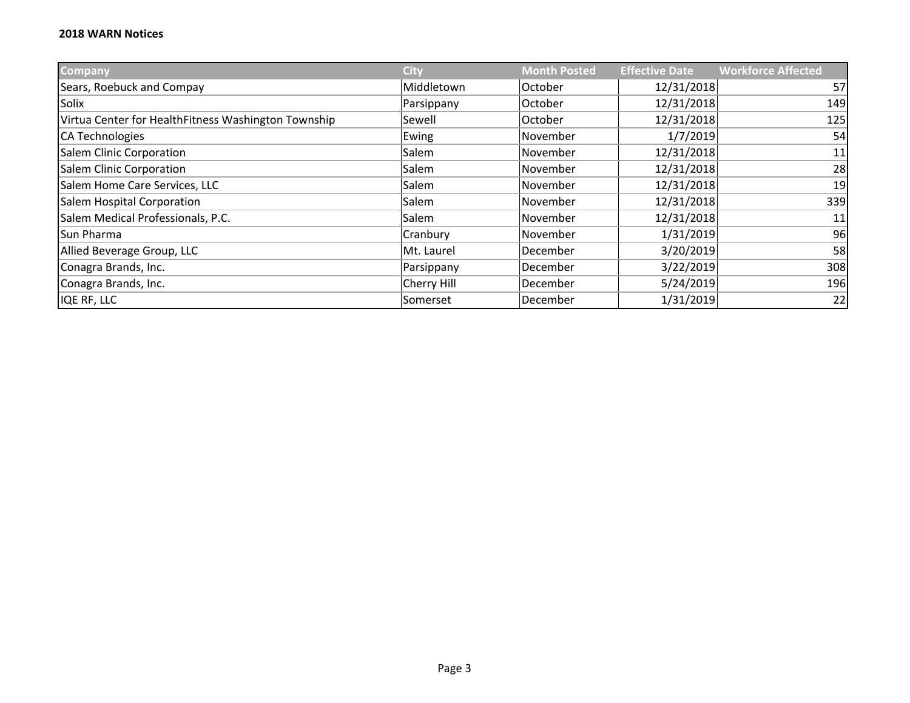**2018 WARN Notices**

| Company | City | Month Posted | Effective Date | Workforce Affected |
|---|---|---|---|---|
| Sears, Roebuck and Compay | Middletown | October | 12/31/2018 | 57 |
| Solix | Parsippany | October | 12/31/2018 | 149 |
| Virtua Center for HealthFitness Washington Township | Sewell | October | 12/31/2018 | 125 |
| CA Technologies | Ewing | November | 1/7/2019 | 54 |
| Salem Clinic Corporation | Salem | November | 12/31/2018 | 11 |
| Salem Clinic Corporation | Salem | November | 12/31/2018 | 28 |
| Salem Home Care Services, LLC | Salem | November | 12/31/2018 | 19 |
| Salem Hospital Corporation | Salem | November | 12/31/2018 | 339 |
| Salem Medical Professionals, P.C. | Salem | November | 12/31/2018 | 11 |
| Sun Pharma | Cranbury | November | 1/31/2019 | 96 |
| Allied Beverage Group, LLC | Mt. Laurel | December | 3/20/2019 | 58 |
| Conagra Brands, Inc. | Parsippany | December | 3/22/2019 | 308 |
| Conagra Brands, Inc. | Cherry Hill | December | 5/24/2019 | 196 |
| IQE RF, LLC | Somerset | December | 1/31/2019 | 22 |